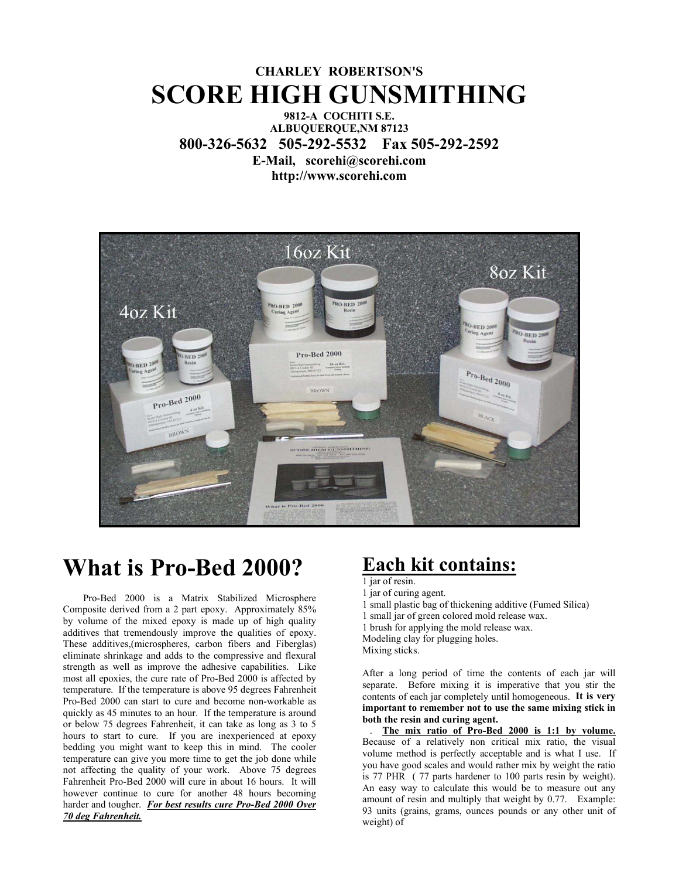**CHARLEY ROBERTSON'S**

# SCORE HIGH GUNSMITHING

**9812-A COCHITI S.E.**
**ALBUQUERQUE,NM 87123**

**800-326-5632 505-292-5532 Fax 505-292-2592**

**E-Mail, scorehi@scorehi.com**
**http://www.scorehi.com**

# What is Pro-Bed 2000?

Pro-Bed 2000 is a Matrix Stabilized Microsphere Composite derived from a 2 part epoxy. Approximately 85% by volume of the mixed epoxy is made up of high quality additives that tremendously improve the qualities of epoxy. These additives,(microspheres, carbon fibers and Fiberglas) eliminate shrinkage and adds to the compressive and flexural strength as well as improve the adhesive capabilities. Like most all epoxies, the cure rate of Pro-Bed 2000 is affected by temperature. If the temperature is above 95 degrees Fahrenheit Pro-Bed 2000 can start to cure and become non-workable as quickly as 45 minutes to an hour. If the temperature is around or below 75 degrees Fahrenheit, it can take as long as 3 to 5 hours to start to cure. If you are inexperienced at epoxy bedding you might want to keep this in mind. The cooler temperature can give you more time to get the job done while not affecting the quality of your work. Above 75 degrees Fahrenheit Pro-Bed 2000 will cure in about 16 hours. It will however continue to cure for another 48 hours becoming harder and tougher. ***For best results cure Pro-Bed 2000 Over 70 deg Fahrenheit.***

# Each kit contains:

1 jar of resin.
1 jar of curing agent.
1 small plastic bag of thickening additive (Fumed Silica)
1 small jar of green colored mold release wax.
1 brush for applying the mold release wax.
Modeling clay for plugging holes.
Mixing sticks.

After a long period of time the contents of each jar will separate. Before mixing it is imperative that you stir the contents of each jar completely until homogeneous. **It is very important to remember not to use the same mixing stick in both the resin and curing agent.**

. **The mix ratio of Pro-Bed 2000 is 1:1 by volume.** Because of a relatively non critical mix ratio, the visual volume method is perfectly acceptable and is what I use. If you have good scales and would rather mix by weight the ratio is 77 PHR ( 77 parts hardener to 100 parts resin by weight). An easy way to calculate this would be to measure out any amount of resin and multiply that weight by 0.77. Example: 93 units (grains, grams, ounces pounds or any other unit of weight) of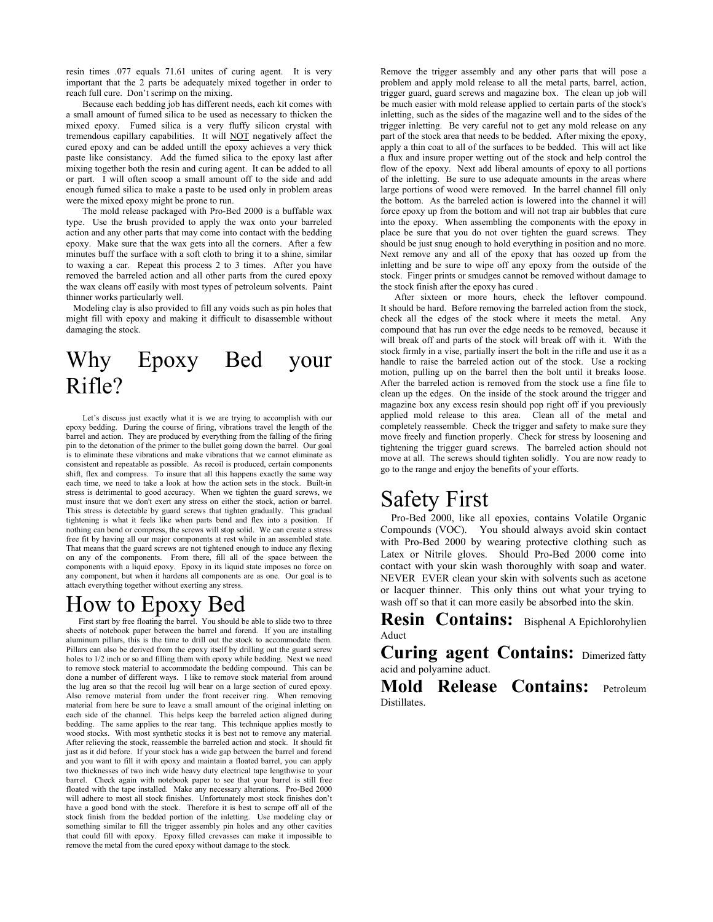resin times .077 equals 71.61 unites of curing agent. It is very important that the 2 parts be adequately mixed together in order to reach full cure. Don't scrimp on the mixing.

Because each bedding job has different needs, each kit comes with a small amount of fumed silica to be used as necessary to thicken the mixed epoxy. Fumed silica is a very fluffy silicon crystal with tremendous capillary capabilities. It will NOT negatively affect the cured epoxy and can be added untill the epoxy achieves a very thick paste like consistancy. Add the fumed silica to the epoxy last after mixing together both the resin and curing agent. It can be added to all or part. I will often scoop a small amount off to the side and add enough fumed silica to make a paste to be used only in problem areas were the mixed epoxy might be prone to run.

The mold release packaged with Pro-Bed 2000 is a buffable wax type. Use the brush provided to apply the wax onto your barreled action and any other parts that may come into contact with the bedding epoxy. Make sure that the wax gets into all the corners. After a few minutes buff the surface with a soft cloth to bring it to a shine, similar to waxing a car. Repeat this process 2 to 3 times. After you have removed the barreled action and all other parts from the cured epoxy the wax cleans off easily with most types of petroleum solvents. Paint thinner works particularly well.

Modeling clay is also provided to fill any voids such as pin holes that might fill with epoxy and making it difficult to disassemble without damaging the stock.

# Why Epoxy Bed your Rifle?

Let's discuss just exactly what it is we are trying to accomplish with our epoxy bedding. During the course of firing, vibrations travel the length of the barrel and action. They are produced by everything from the falling of the firing pin to the detonation of the primer to the bullet going down the barrel. Our goal is to eliminate these vibrations and make vibrations that we cannot eliminate as consistent and repeatable as possible. As recoil is produced, certain components shift, flex and compress. To insure that all this happens exactly the same way each time, we need to take a look at how the action sets in the stock. Built-in stress is detrimental to good accuracy. When we tighten the guard screws, we must insure that we don't exert any stress on either the stock, action or barrel. This stress is detectable by guard screws that tighten gradually. This gradual tightening is what it feels like when parts bend and flex into a position. If nothing can bend or compress, the screws will stop solid. We can create a stress free fit by having all our major components at rest while in an assembled state. That means that the guard screws are not tightened enough to induce any flexing on any of the components. From there, fill all of the space between the components with a liquid epoxy. Epoxy in its liquid state imposes no force on any component, but when it hardens all components are as one. Our goal is to attach everything together without exerting any stress.

# How to Epoxy Bed

First start by free floating the barrel. You should be able to slide two to three sheets of notebook paper between the barrel and forend. If you are installing aluminum pillars, this is the time to drill out the stock to accommodate them. Pillars can also be derived from the epoxy itself by drilling out the guard screw holes to 1/2 inch or so and filling them with epoxy while bedding. Next we need to remove stock material to accommodate the bedding compound. This can be done a number of different ways. I like to remove stock material from around the lug area so that the recoil lug will bear on a large section of cured epoxy. Also remove material from under the front receiver ring. When removing material from here be sure to leave a small amount of the original inletting on each side of the channel. This helps keep the barreled action aligned during bedding. The same applies to the rear tang. This technique applies mostly to wood stocks. With most synthetic stocks it is best not to remove any material. After relieving the stock, reassemble the barreled action and stock. It should fit just as it did before. If your stock has a wide gap between the barrel and forend and you want to fill it with epoxy and maintain a floated barrel, you can apply two thicknesses of two inch wide heavy duty electrical tape lengthwise to your barrel. Check again with notebook paper to see that your barrel is still free floated with the tape installed. Make any necessary alterations. Pro-Bed 2000 will adhere to most all stock finishes. Unfortunately most stock finishes don't have a good bond with the stock. Therefore it is best to scrape off all of the stock finish from the bedded portion of the inletting. Use modeling clay or something similar to fill the trigger assembly pin holes and any other cavities that could fill with epoxy. Epoxy filled crevasses can make it impossible to remove the metal from the cured epoxy without damage to the stock.

Remove the trigger assembly and any other parts that will pose a problem and apply mold release to all the metal parts, barrel, action, trigger guard, guard screws and magazine box. The clean up job will be much easier with mold release applied to certain parts of the stock's inletting, such as the sides of the magazine well and to the sides of the trigger inletting. Be very careful not to get any mold release on any part of the stock area that needs to be bedded. After mixing the epoxy, apply a thin coat to all of the surfaces to be bedded. This will act like a flux and insure proper wetting out of the stock and help control the flow of the epoxy. Next add liberal amounts of epoxy to all portions of the inletting. Be sure to use adequate amounts in the areas where large portions of wood were removed. In the barrel channel fill only the bottom. As the barreled action is lowered into the channel it will force epoxy up from the bottom and will not trap air bubbles that cure into the epoxy. When assembling the components with the epoxy in place be sure that you do not over tighten the guard screws. They should be just snug enough to hold everything in position and no more. Next remove any and all of the epoxy that has oozed up from the inletting and be sure to wipe off any epoxy from the outside of the stock. Finger prints or smudges cannot be removed without damage to the stock finish after the epoxy has cured .

After sixteen or more hours, check the leftover compound. It should be hard. Before removing the barreled action from the stock, check all the edges of the stock where it meets the metal. Any compound that has run over the edge needs to be removed, because it will break off and parts of the stock will break off with it. With the stock firmly in a vise, partially insert the bolt in the rifle and use it as a handle to raise the barreled action out of the stock. Use a rocking motion, pulling up on the barrel then the bolt until it breaks loose. After the barreled action is removed from the stock use a fine file to clean up the edges. On the inside of the stock around the trigger and magazine box any excess resin should pop right off if you previously applied mold release to this area. Clean all of the metal and completely reassemble. Check the trigger and safety to make sure they move freely and function properly. Check for stress by loosening and tightening the trigger guard screws. The barreled action should not move at all. The screws should tighten solidly. You are now ready to go to the range and enjoy the benefits of your efforts.

# Safety First

Pro-Bed 2000, like all epoxies, contains Volatile Organic Compounds (VOC). You should always avoid skin contact with Pro-Bed 2000 by wearing protective clothing such as Latex or Nitrile gloves. Should Pro-Bed 2000 come into contact with your skin wash thoroughly with soap and water. NEVER EVER clean your skin with solvents such as acetone or lacquer thinner. This only thins out what your trying to wash off so that it can more easily be absorbed into the skin.

**Resin Contains:** Bisphenal A Epichlorohylien Aduct

**Curing agent Contains:** Dimerized fatty acid and polyamine aduct.

**Mold Release Contains:** Petroleum Distillates.